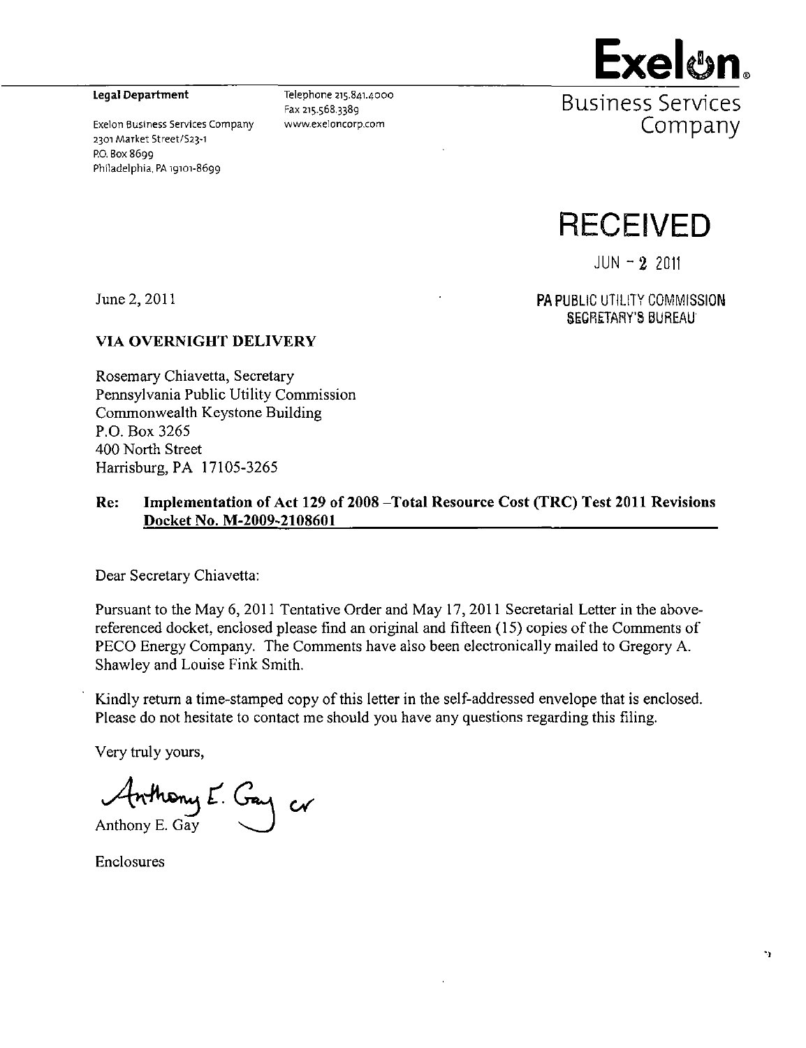**Exelon.**
Business Services Company

**Legal Department**

Exelon Business Services Company
2301 Market Street/S23-1
P.O. Box 8699
Philadelphia, PA 19101-8699

Telephone 215.841.4000
Fax 215.568.3389
www.exeloncorp.com

RECEIVED
JUN - 2 2011
PA PUBLIC UTILITY COMMISSION
SECRETARY'S BUREAU

June 2, 2011

**VIA OVERNIGHT DELIVERY**

Rosemary Chiavetta, Secretary
Pennsylvania Public Utility Commission
Commonwealth Keystone Building
P.O. Box 3265
400 North Street
Harrisburg, PA 17105-3265

**Re: Implementation of Act 129 of 2008 –Total Resource Cost (TRC) Test 2011 Revisions**
**Docket No. M-2009-2108601**

Dear Secretary Chiavetta:

Pursuant to the May 6, 2011 Tentative Order and May 17, 2011 Secretarial Letter in the above-referenced docket, enclosed please find an original and fifteen (15) copies of the Comments of PECO Energy Company. The Comments have also been electronically mailed to Gregory A. Shawley and Louise Fink Smith.

Kindly return a time-stamped copy of this letter in the self-addressed envelope that is enclosed. Please do not hesitate to contact me should you have any questions regarding this filing.

Very truly yours,

Anthony E. Gay cr

Anthony E. Gay

Enclosures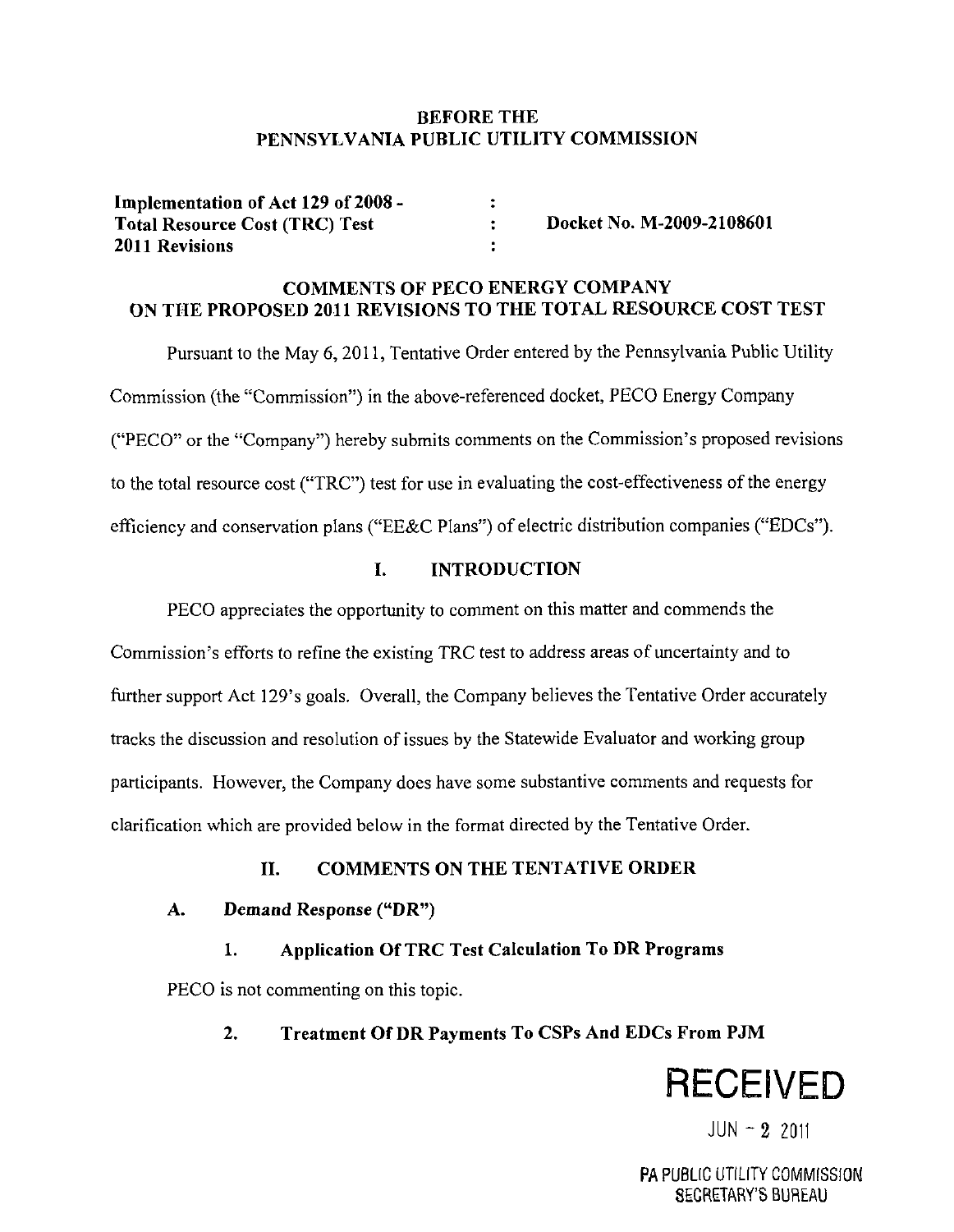**BEFORE THE**
**PENNSYLVANIA PUBLIC UTILITY COMMISSION**

| | | |
|---|---|---|
| **Implementation of Act 129 of 2008 -** | : | |
| **Total Resource Cost (TRC) Test** | : | **Docket No. M-2009-2108601** |
| **2011 Revisions** | : | |

**COMMENTS OF PECO ENERGY COMPANY**
**ON THE PROPOSED 2011 REVISIONS TO THE TOTAL RESOURCE COST TEST**

Pursuant to the May 6, 2011, Tentative Order entered by the Pennsylvania Public Utility Commission (the "Commission") in the above-referenced docket, PECO Energy Company ("PECO" or the "Company") hereby submits comments on the Commission's proposed revisions to the total resource cost ("TRC") test for use in evaluating the cost-effectiveness of the energy efficiency and conservation plans ("EE&C Plans") of electric distribution companies ("EDCs").

## I. INTRODUCTION

PECO appreciates the opportunity to comment on this matter and commends the Commission's efforts to refine the existing TRC test to address areas of uncertainty and to further support Act 129's goals. Overall, the Company believes the Tentative Order accurately tracks the discussion and resolution of issues by the Statewide Evaluator and working group participants. However, the Company does have some substantive comments and requests for clarification which are provided below in the format directed by the Tentative Order.

## II. COMMENTS ON THE TENTATIVE ORDER

### A. Demand Response ("DR")

#### 1. Application Of TRC Test Calculation To DR Programs

PECO is not commenting on this topic.

#### 2. Treatment Of DR Payments To CSPs And EDCs From PJM

RECEIVED

JUN - 2 2011

PA PUBLIC UTILITY COMMISSION
SECRETARY'S BUREAU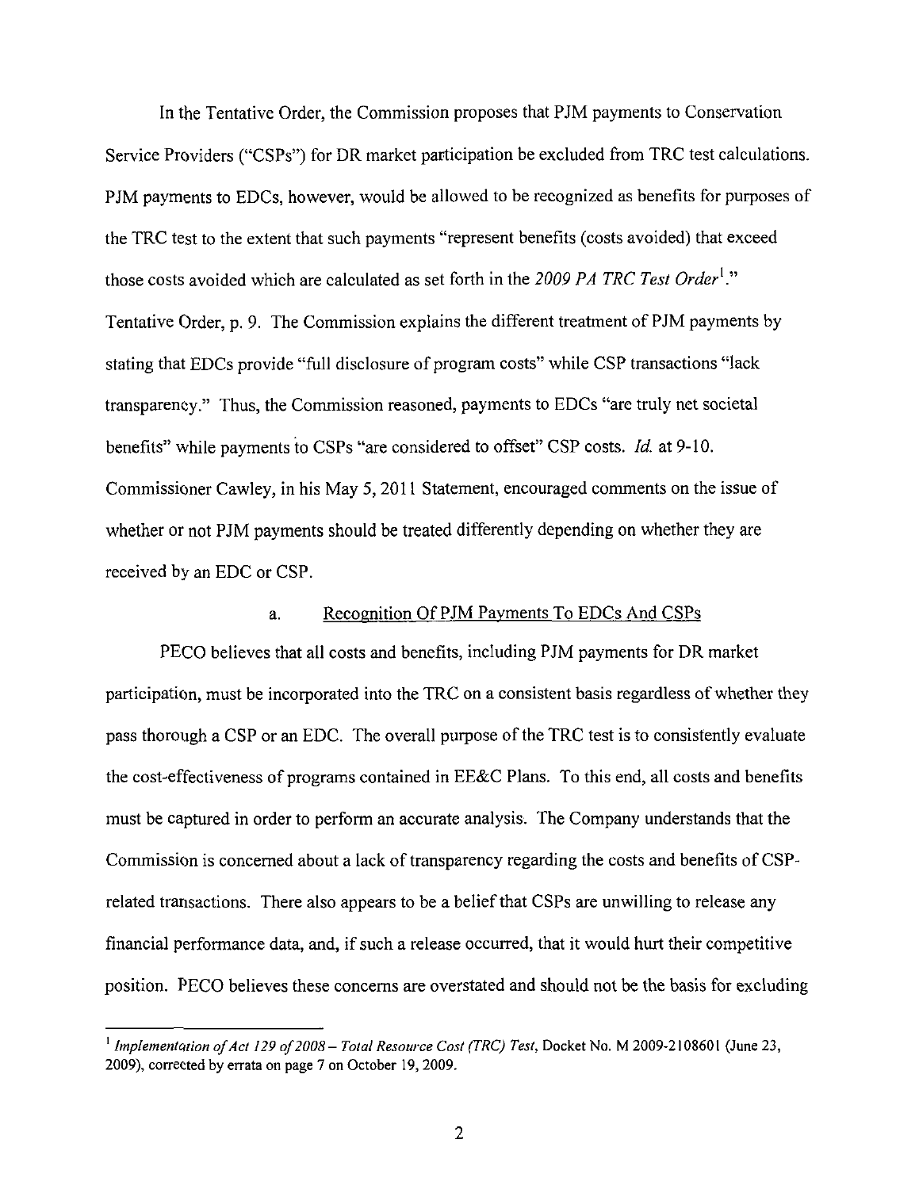In the Tentative Order, the Commission proposes that PJM payments to Conservation Service Providers ("CSPs") for DR market participation be excluded from TRC test calculations. PJM payments to EDCs, however, would be allowed to be recognized as benefits for purposes of the TRC test to the extent that such payments "represent benefits (costs avoided) that exceed those costs avoided which are calculated as set forth in the *2009 PA TRC Test Order*[1]." Tentative Order, p. 9. The Commission explains the different treatment of PJM payments by stating that EDCs provide "full disclosure of program costs" while CSP transactions "lack transparency." Thus, the Commission reasoned, payments to EDCs "are truly net societal benefits" while payments to CSPs "are considered to offset" CSP costs. *Id.* at 9-10. Commissioner Cawley, in his May 5, 2011 Statement, encouraged comments on the issue of whether or not PJM payments should be treated differently depending on whether they are received by an EDC or CSP.

### a. Recognition Of PJM Payments To EDCs And CSPs

PECO believes that all costs and benefits, including PJM payments for DR market participation, must be incorporated into the TRC on a consistent basis regardless of whether they pass thorough a CSP or an EDC. The overall purpose of the TRC test is to consistently evaluate the cost-effectiveness of programs contained in EE&C Plans. To this end, all costs and benefits must be captured in order to perform an accurate analysis. The Company understands that the Commission is concerned about a lack of transparency regarding the costs and benefits of CSP-related transactions. There also appears to be a belief that CSPs are unwilling to release any financial performance data, and, if such a release occurred, that it would hurt their competitive position. PECO believes these concerns are overstated and should not be the basis for excluding

---

[1] *Implementation of Act 129 of 2008 – Total Resource Cost (TRC) Test*, Docket No. M 2009-2108601 (June 23, 2009), corrected by errata on page 7 on October 19, 2009.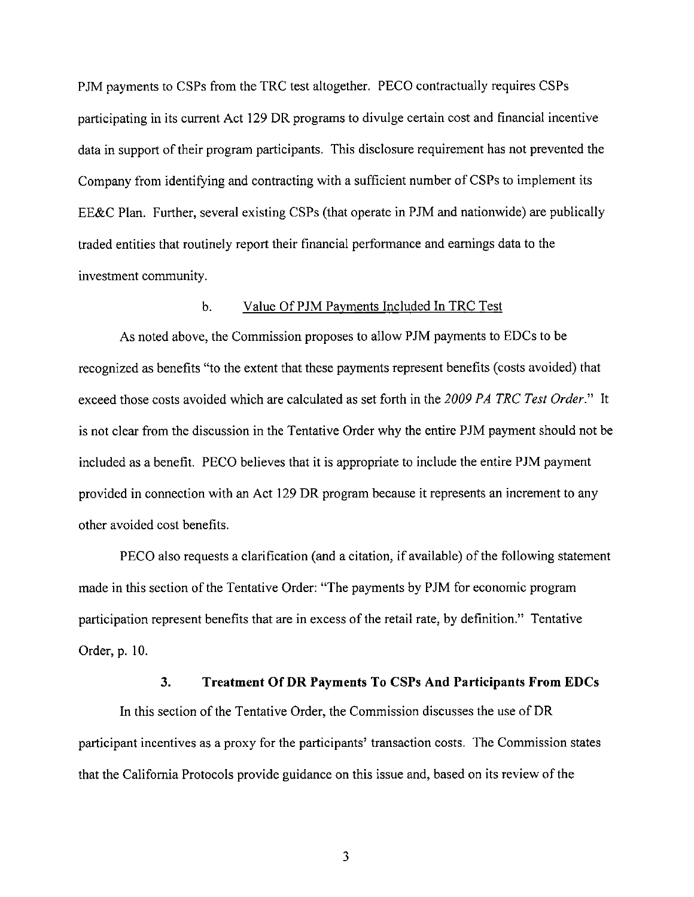PJM payments to CSPs from the TRC test altogether. PECO contractually requires CSPs participating in its current Act 129 DR programs to divulge certain cost and financial incentive data in support of their program participants. This disclosure requirement has not prevented the Company from identifying and contracting with a sufficient number of CSPs to implement its EE&C Plan. Further, several existing CSPs (that operate in PJM and nationwide) are publically traded entities that routinely report their financial performance and earnings data to the investment community.

#### b. Value Of PJM Payments Included In TRC Test

As noted above, the Commission proposes to allow PJM payments to EDCs to be recognized as benefits "to the extent that these payments represent benefits (costs avoided) that exceed those costs avoided which are calculated as set forth in the *2009 PA TRC Test Order*." It is not clear from the discussion in the Tentative Order why the entire PJM payment should not be included as a benefit. PECO believes that it is appropriate to include the entire PJM payment provided in connection with an Act 129 DR program because it represents an increment to any other avoided cost benefits.

PECO also requests a clarification (and a citation, if available) of the following statement made in this section of the Tentative Order: "The payments by PJM for economic program participation represent benefits that are in excess of the retail rate, by definition." Tentative Order, p. 10.

### 3. Treatment Of DR Payments To CSPs And Participants From EDCs

In this section of the Tentative Order, the Commission discusses the use of DR participant incentives as a proxy for the participants' transaction costs. The Commission states that the California Protocols provide guidance on this issue and, based on its review of the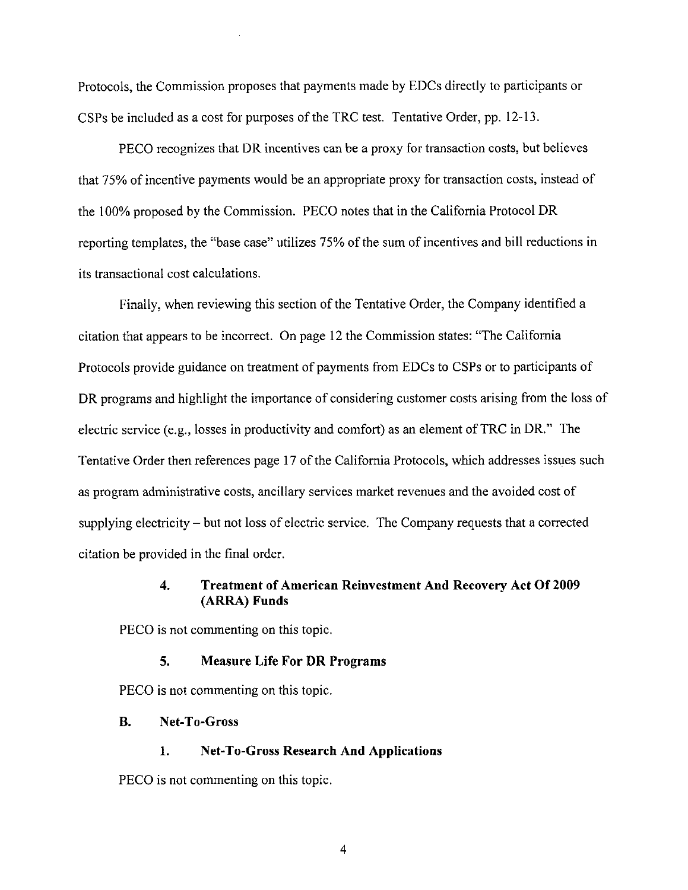Protocols, the Commission proposes that payments made by EDCs directly to participants or CSPs be included as a cost for purposes of the TRC test. Tentative Order, pp. 12-13.

PECO recognizes that DR incentives can be a proxy for transaction costs, but believes that 75% of incentive payments would be an appropriate proxy for transaction costs, instead of the 100% proposed by the Commission. PECO notes that in the California Protocol DR reporting templates, the "base case" utilizes 75% of the sum of incentives and bill reductions in its transactional cost calculations.

Finally, when reviewing this section of the Tentative Order, the Company identified a citation that appears to be incorrect. On page 12 the Commission states: "The California Protocols provide guidance on treatment of payments from EDCs to CSPs or to participants of DR programs and highlight the importance of considering customer costs arising from the loss of electric service (e.g., losses in productivity and comfort) as an element of TRC in DR." The Tentative Order then references page 17 of the California Protocols, which addresses issues such as program administrative costs, ancillary services market revenues and the avoided cost of supplying electricity – but not loss of electric service. The Company requests that a corrected citation be provided in the final order.

#### 4. Treatment of American Reinvestment And Recovery Act Of 2009 (ARRA) Funds

PECO is not commenting on this topic.

#### 5. Measure Life For DR Programs

PECO is not commenting on this topic.

### B. Net-To-Gross

#### 1. Net-To-Gross Research And Applications

PECO is not commenting on this topic.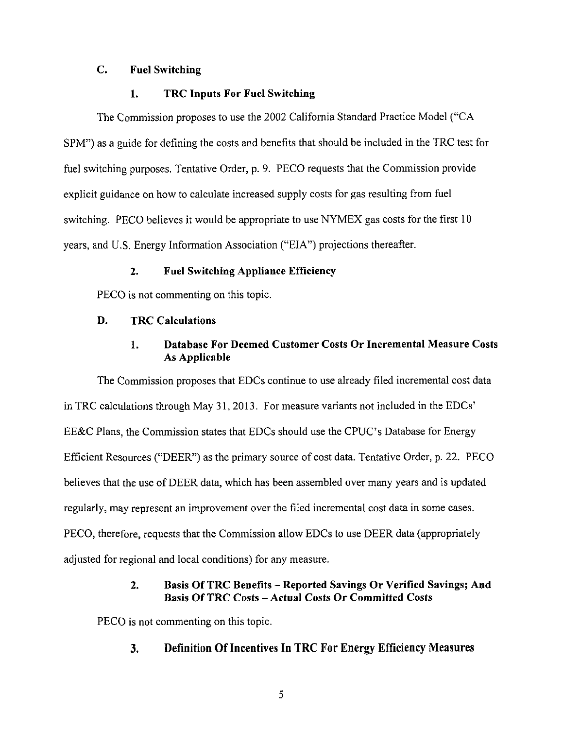### C. Fuel Switching

#### 1. TRC Inputs For Fuel Switching

The Commission proposes to use the 2002 California Standard Practice Model ("CA SPM") as a guide for defining the costs and benefits that should be included in the TRC test for fuel switching purposes. Tentative Order, p. 9. PECO requests that the Commission provide explicit guidance on how to calculate increased supply costs for gas resulting from fuel switching. PECO believes it would be appropriate to use NYMEX gas costs for the first 10 years, and U.S. Energy Information Association ("EIA") projections thereafter.

#### 2. Fuel Switching Appliance Efficiency

PECO is not commenting on this topic.

### D. TRC Calculations

#### 1. Database For Deemed Customer Costs Or Incremental Measure Costs As Applicable

The Commission proposes that EDCs continue to use already filed incremental cost data in TRC calculations through May 31, 2013. For measure variants not included in the EDCs' EE&C Plans, the Commission states that EDCs should use the CPUC's Database for Energy Efficient Resources ("DEER") as the primary source of cost data. Tentative Order, p. 22. PECO believes that the use of DEER data, which has been assembled over many years and is updated regularly, may represent an improvement over the filed incremental cost data in some cases. PECO, therefore, requests that the Commission allow EDCs to use DEER data (appropriately adjusted for regional and local conditions) for any measure.

#### 2. Basis Of TRC Benefits – Reported Savings Or Verified Savings; And Basis Of TRC Costs – Actual Costs Or Committed Costs

PECO is not commenting on this topic.

#### 3. Definition Of Incentives In TRC For Energy Efficiency Measures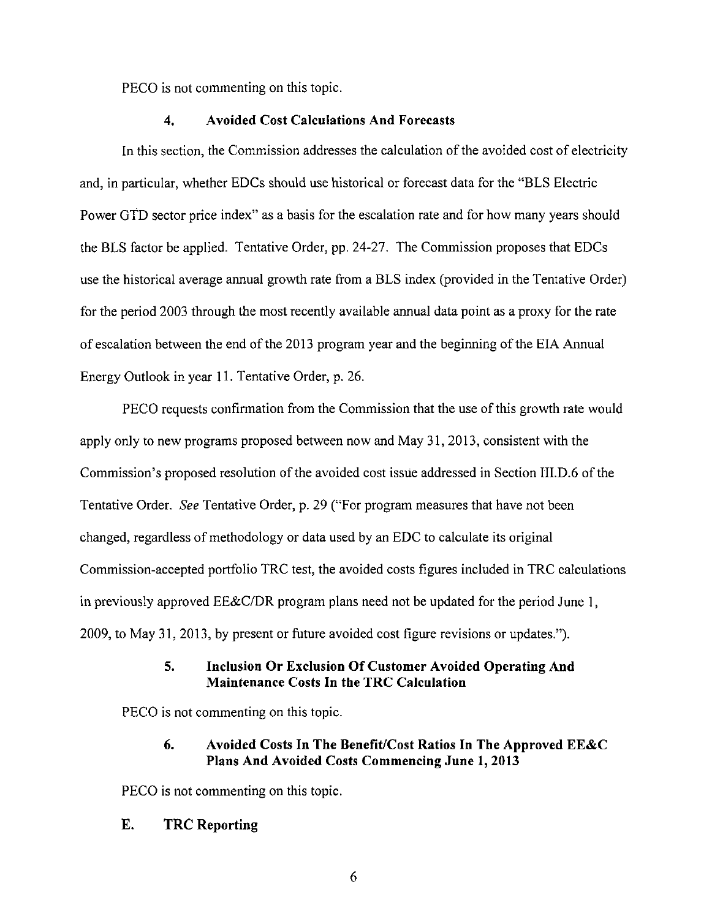PECO is not commenting on this topic.

### 4. Avoided Cost Calculations And Forecasts

In this section, the Commission addresses the calculation of the avoided cost of electricity and, in particular, whether EDCs should use historical or forecast data for the "BLS Electric Power GTD sector price index" as a basis for the escalation rate and for how many years should the BLS factor be applied. Tentative Order, pp. 24-27. The Commission proposes that EDCs use the historical average annual growth rate from a BLS index (provided in the Tentative Order) for the period 2003 through the most recently available annual data point as a proxy for the rate of escalation between the end of the 2013 program year and the beginning of the EIA Annual Energy Outlook in year 11. Tentative Order, p. 26.

PECO requests confirmation from the Commission that the use of this growth rate would apply only to new programs proposed between now and May 31, 2013, consistent with the Commission's proposed resolution of the avoided cost issue addressed in Section III.D.6 of the Tentative Order. *See* Tentative Order, p. 29 ("For program measures that have not been changed, regardless of methodology or data used by an EDC to calculate its original Commission-accepted portfolio TRC test, the avoided costs figures included in TRC calculations in previously approved EE&C/DR program plans need not be updated for the period June 1, 2009, to May 31, 2013, by present or future avoided cost figure revisions or updates.").

### 5. Inclusion Or Exclusion Of Customer Avoided Operating And Maintenance Costs In the TRC Calculation

PECO is not commenting on this topic.

### 6. Avoided Costs In The Benefit/Cost Ratios In The Approved EE&C Plans And Avoided Costs Commencing June 1, 2013

PECO is not commenting on this topic.

## E. TRC Reporting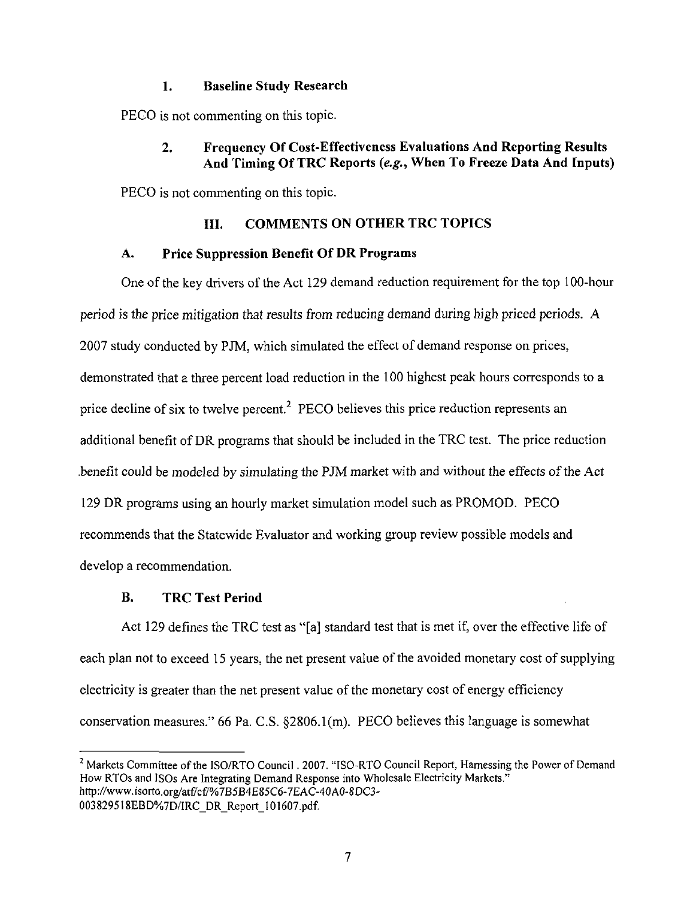### 1. Baseline Study Research

PECO is not commenting on this topic.

### 2. Frequency Of Cost-Effectiveness Evaluations And Reporting Results And Timing Of TRC Reports (*e.g.*, When To Freeze Data And Inputs)

PECO is not commenting on this topic.

## III. COMMENTS ON OTHER TRC TOPICS

### A. Price Suppression Benefit Of DR Programs

One of the key drivers of the Act 129 demand reduction requirement for the top 100-hour period is the price mitigation that results from reducing demand during high priced periods. A 2007 study conducted by PJM, which simulated the effect of demand response on prices, demonstrated that a three percent load reduction in the 100 highest peak hours corresponds to a price decline of six to twelve percent.[2] PECO believes this price reduction represents an additional benefit of DR programs that should be included in the TRC test. The price reduction benefit could be modeled by simulating the PJM market with and without the effects of the Act 129 DR programs using an hourly market simulation model such as PROMOD. PECO recommends that the Statewide Evaluator and working group review possible models and develop a recommendation.

### B. TRC Test Period

Act 129 defines the TRC test as "[a] standard test that is met if, over the effective life of each plan not to exceed 15 years, the net present value of the avoided monetary cost of supplying electricity is greater than the net present value of the monetary cost of energy efficiency conservation measures." 66 Pa. C.S. §2806.1(m). PECO believes this language is somewhat

---

[2] Markets Committee of the ISO/RTO Council . 2007. "ISO-RTO Council Report, Harnessing the Power of Demand How RTOs and ISOs Are Integrating Demand Response into Wholesale Electricity Markets." http://www.isorto.org/atf/cf/%7B5B4E85C6-7EAC-40A0-8DC3-003829518EBD%7D/IRC_DR_Report_101607.pdf.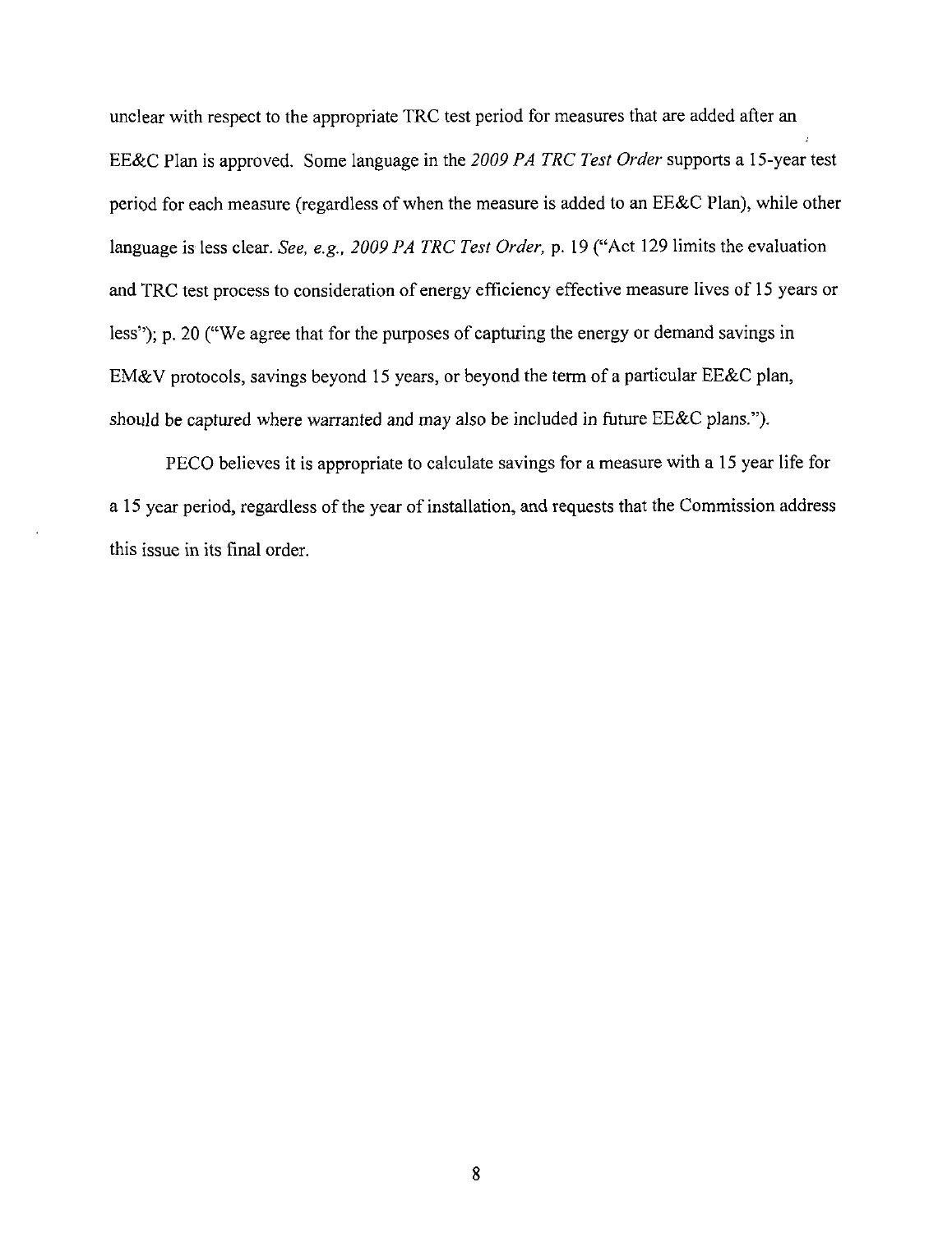unclear with respect to the appropriate TRC test period for measures that are added after an EE&C Plan is approved. Some language in the *2009 PA TRC Test Order* supports a 15-year test period for each measure (regardless of when the measure is added to an EE&C Plan), while other language is less clear. *See, e.g., 2009 PA TRC Test Order,* p. 19 ("Act 129 limits the evaluation and TRC test process to consideration of energy efficiency effective measure lives of 15 years or less"); p. 20 ("We agree that for the purposes of capturing the energy or demand savings in EM&V protocols, savings beyond 15 years, or beyond the term of a particular EE&C plan, should be captured where warranted and may also be included in future EE&C plans.").

PECO believes it is appropriate to calculate savings for a measure with a 15 year life for a 15 year period, regardless of the year of installation, and requests that the Commission address this issue in its final order.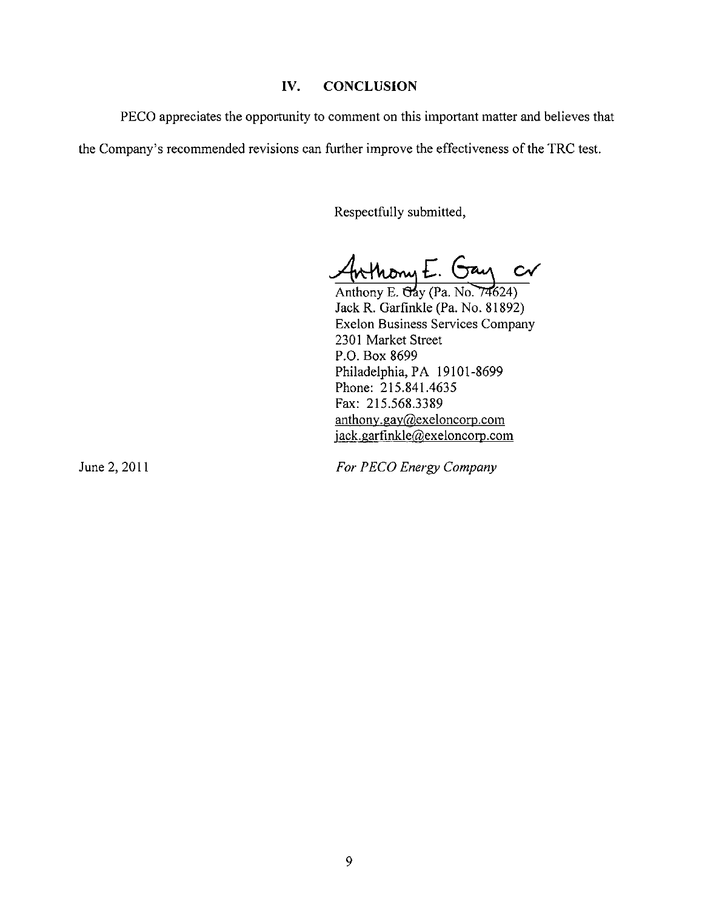## IV. CONCLUSION

PECO appreciates the opportunity to comment on this important matter and believes that the Company's recommended revisions can further improve the effectiveness of the TRC test.

Respectfully submitted,

Anthony E. Gay cr

Anthony E. Gay (Pa. No. 74624)
Jack R. Garfinkle (Pa. No. 81892)
Exelon Business Services Company
2301 Market Street
P.O. Box 8699
Philadelphia, PA 19101-8699
Phone: 215.841.4635
Fax: 215.568.3389
anthony.gay@exeloncorp.com
jack.garfinkle@exeloncorp.com

June 2, 2011

*For PECO Energy Company*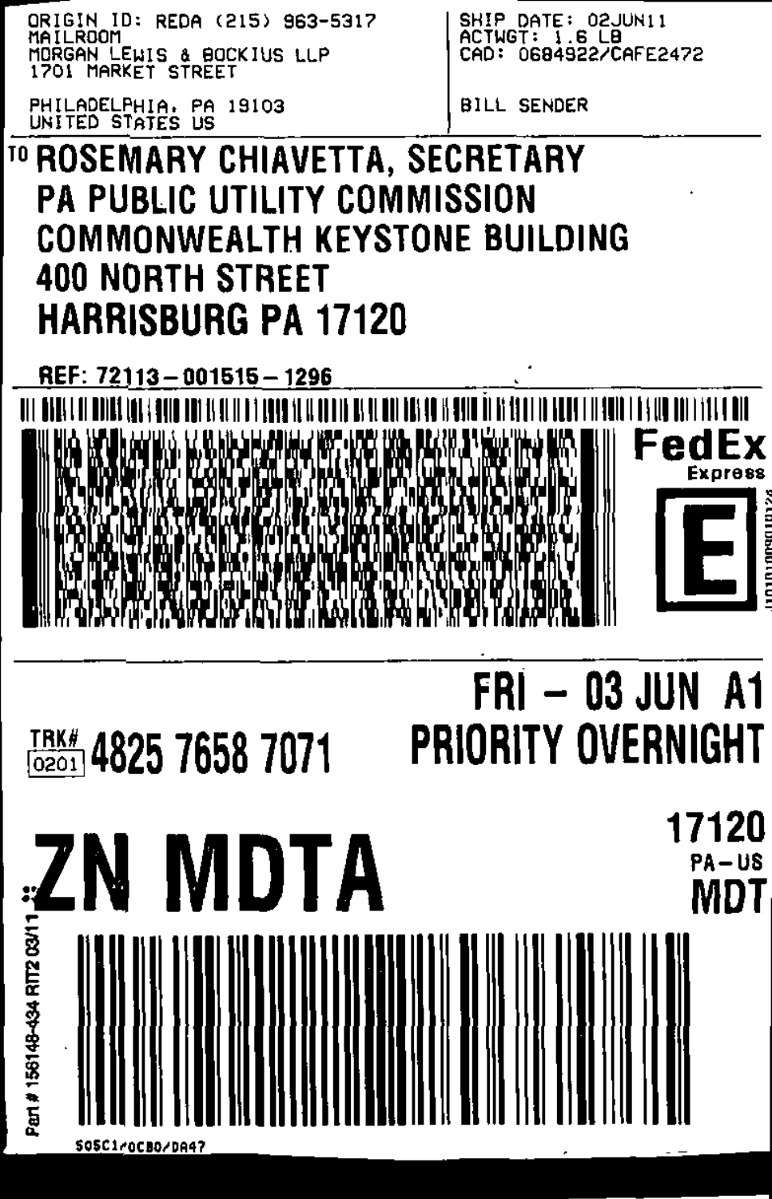ORIGIN ID: REDA (215) 963-5317
MAILROOM
MORGAN LEWIS & BOCKIUS LLP
1701 MARKET STREET

PHILADELPHIA, PA 19103
UNITED STATES US

SHIP DATE: 02JUN11
ACTWGT: 1.6 LB
CAD: 0684922/CAFE2472

BILL SENDER

TO **ROSEMARY CHIAVETTA, SECRETARY**
**PA PUBLIC UTILITY COMMISSION**
**COMMONWEALTH KEYSTONE BUILDING**
**400 NORTH STREET**
**HARRISBURG PA 17120**

REF: 72113-001515-1296

**FedEx**
Express

**E**

**FRI - 03 JUN A1**
**PRIORITY OVERNIGHT**

TRK# 0201 **4825 7658 7071**

**ZN MDTA**

**17120**
**PA-US**
**MDT**

Part # 156148-434 RIT2 03/11

505C1/0CB0/DA47